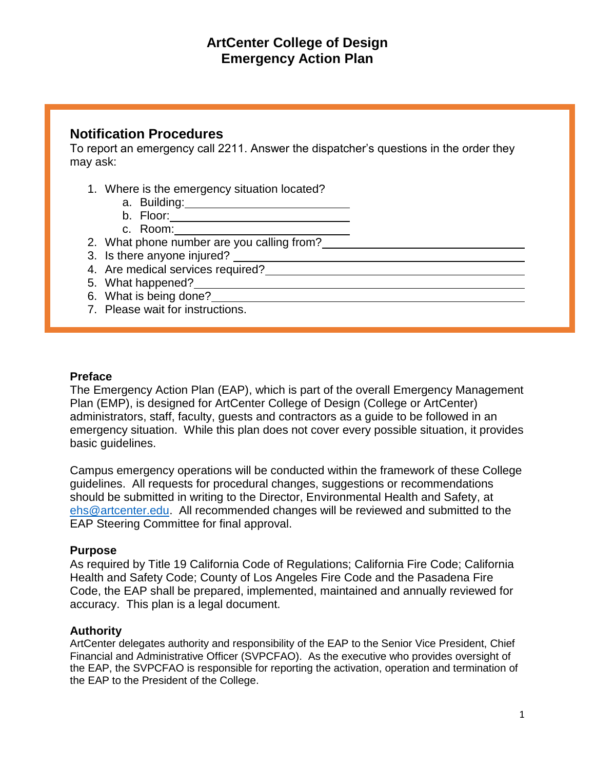# ArtCenter College of Design
# Emergency Action Plan

## Notification Procedures

To report an emergency call 2211. Answer the dispatcher's questions in the order they may ask:

1. Where is the emergency situation located?
   a. Building: ____________________
   b. Floor: ____________________
   c. Room: ____________________
2. What phone number are you calling from? ____________________
3. Is there anyone injured? ____________________
4. Are medical services required? ____________________
5. What happened? ____________________
6. What is being done? ____________________
7. Please wait for instructions.

### Preface

The Emergency Action Plan (EAP), which is part of the overall Emergency Management Plan (EMP), is designed for ArtCenter College of Design (College or ArtCenter) administrators, staff, faculty, guests and contractors as a guide to be followed in an emergency situation. While this plan does not cover every possible situation, it provides basic guidelines.

Campus emergency operations will be conducted within the framework of these College guidelines. All requests for procedural changes, suggestions or recommendations should be submitted in writing to the Director, Environmental Health and Safety, at ehs@artcenter.edu. All recommended changes will be reviewed and submitted to the EAP Steering Committee for final approval.

### Purpose

As required by Title 19 California Code of Regulations; California Fire Code; California Health and Safety Code; County of Los Angeles Fire Code and the Pasadena Fire Code, the EAP shall be prepared, implemented, maintained and annually reviewed for accuracy. This plan is a legal document.

### Authority

ArtCenter delegates authority and responsibility of the EAP to the Senior Vice President, Chief Financial and Administrative Officer (SVPCFAO). As the executive who provides oversight of the EAP, the SVPCFAO is responsible for reporting the activation, operation and termination of the EAP to the President of the College.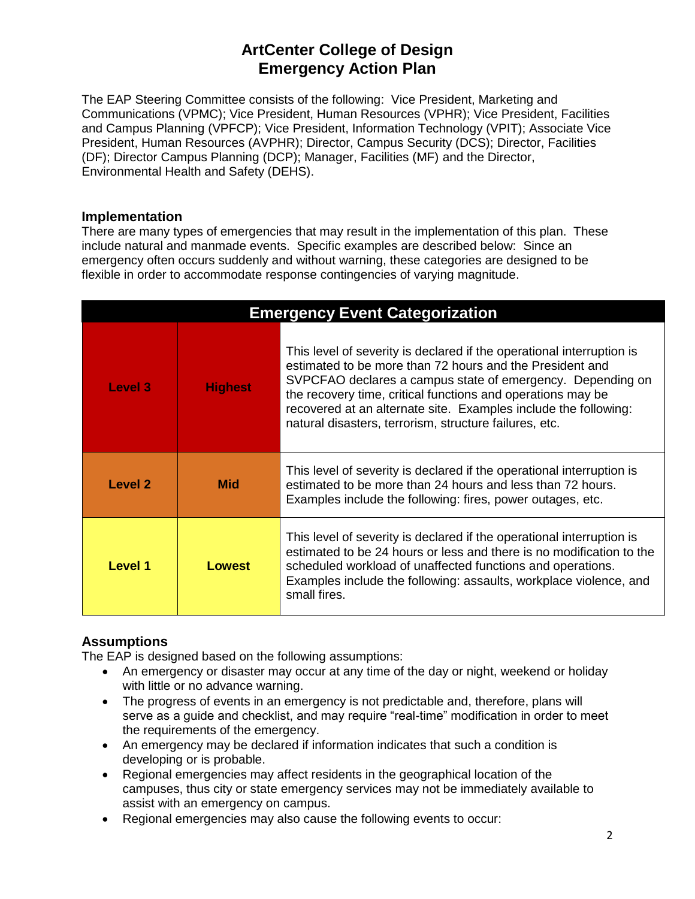# ArtCenter College of Design
# Emergency Action Plan

The EAP Steering Committee consists of the following: Vice President, Marketing and Communications (VPMC); Vice President, Human Resources (VPHR); Vice President, Facilities and Campus Planning (VPFCP); Vice President, Information Technology (VPIT); Associate Vice President, Human Resources (AVPHR); Director, Campus Security (DCS); Director, Facilities (DF); Director Campus Planning (DCP); Manager, Facilities (MF) and the Director, Environmental Health and Safety (DEHS).

## Implementation

There are many types of emergencies that may result in the implementation of this plan. These include natural and manmade events. Specific examples are described below: Since an emergency often occurs suddenly and without warning, these categories are designed to be flexible in order to accommodate response contingencies of varying magnitude.

| Emergency Event Categorization | | |
|---|---|---|
| **Level 3** | **Highest** | This level of severity is declared if the operational interruption is estimated to be more than 72 hours and the President and SVPCFAO declares a campus state of emergency. Depending on the recovery time, critical functions and operations may be recovered at an alternate site. Examples include the following: natural disasters, terrorism, structure failures, etc. |
| **Level 2** | **Mid** | This level of severity is declared if the operational interruption is estimated to be more than 24 hours and less than 72 hours. Examples include the following: fires, power outages, etc. |
| **Level 1** | **Lowest** | This level of severity is declared if the operational interruption is estimated to be 24 hours or less and there is no modification to the scheduled workload of unaffected functions and operations. Examples include the following: assaults, workplace violence, and small fires. |

## Assumptions

The EAP is designed based on the following assumptions:

- An emergency or disaster may occur at any time of the day or night, weekend or holiday with little or no advance warning.
- The progress of events in an emergency is not predictable and, therefore, plans will serve as a guide and checklist, and may require "real-time" modification in order to meet the requirements of the emergency.
- An emergency may be declared if information indicates that such a condition is developing or is probable.
- Regional emergencies may affect residents in the geographical location of the campuses, thus city or state emergency services may not be immediately available to assist with an emergency on campus.
- Regional emergencies may also cause the following events to occur: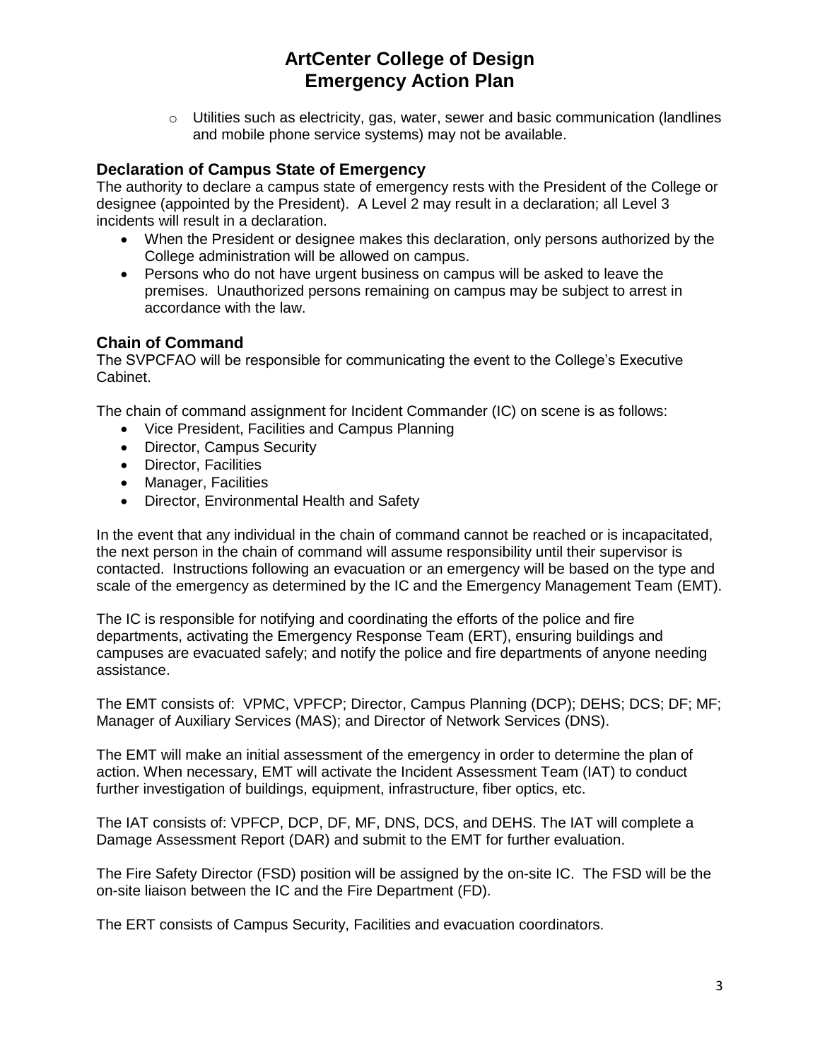- Utilities such as electricity, gas, water, sewer and basic communication (landlines and mobile phone service systems) may not be available.

### Declaration of Campus State of Emergency

The authority to declare a campus state of emergency rests with the President of the College or designee (appointed by the President). A Level 2 may result in a declaration; all Level 3 incidents will result in a declaration.

- When the President or designee makes this declaration, only persons authorized by the College administration will be allowed on campus.
- Persons who do not have urgent business on campus will be asked to leave the premises. Unauthorized persons remaining on campus may be subject to arrest in accordance with the law.

### Chain of Command

The SVPCFAO will be responsible for communicating the event to the College's Executive Cabinet.

The chain of command assignment for Incident Commander (IC) on scene is as follows:

- Vice President, Facilities and Campus Planning
- Director, Campus Security
- Director, Facilities
- Manager, Facilities
- Director, Environmental Health and Safety

In the event that any individual in the chain of command cannot be reached or is incapacitated, the next person in the chain of command will assume responsibility until their supervisor is contacted. Instructions following an evacuation or an emergency will be based on the type and scale of the emergency as determined by the IC and the Emergency Management Team (EMT).

The IC is responsible for notifying and coordinating the efforts of the police and fire departments, activating the Emergency Response Team (ERT), ensuring buildings and campuses are evacuated safely; and notify the police and fire departments of anyone needing assistance.

The EMT consists of: VPMC, VPFCP; Director, Campus Planning (DCP); DEHS; DCS; DF; MF; Manager of Auxiliary Services (MAS); and Director of Network Services (DNS).

The EMT will make an initial assessment of the emergency in order to determine the plan of action. When necessary, EMT will activate the Incident Assessment Team (IAT) to conduct further investigation of buildings, equipment, infrastructure, fiber optics, etc.

The IAT consists of: VPFCP, DCP, DF, MF, DNS, DCS, and DEHS. The IAT will complete a Damage Assessment Report (DAR) and submit to the EMT for further evaluation.

The Fire Safety Director (FSD) position will be assigned by the on-site IC. The FSD will be the on-site liaison between the IC and the Fire Department (FD).

The ERT consists of Campus Security, Facilities and evacuation coordinators.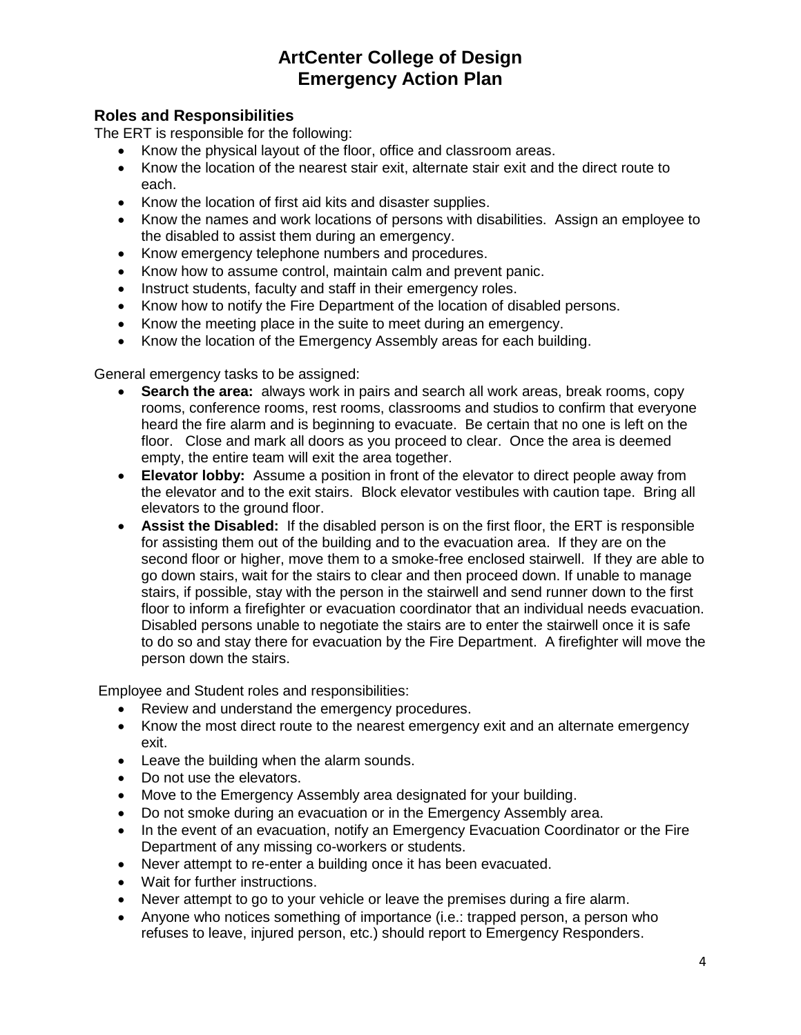# ArtCenter College of Design
# Emergency Action Plan

## Roles and Responsibilities

The ERT is responsible for the following:

- Know the physical layout of the floor, office and classroom areas.
- Know the location of the nearest stair exit, alternate stair exit and the direct route to each.
- Know the location of first aid kits and disaster supplies.
- Know the names and work locations of persons with disabilities. Assign an employee to the disabled to assist them during an emergency.
- Know emergency telephone numbers and procedures.
- Know how to assume control, maintain calm and prevent panic.
- Instruct students, faculty and staff in their emergency roles.
- Know how to notify the Fire Department of the location of disabled persons.
- Know the meeting place in the suite to meet during an emergency.
- Know the location of the Emergency Assembly areas for each building.

General emergency tasks to be assigned:

- **Search the area:** always work in pairs and search all work areas, break rooms, copy rooms, conference rooms, rest rooms, classrooms and studios to confirm that everyone heard the fire alarm and is beginning to evacuate. Be certain that no one is left on the floor. Close and mark all doors as you proceed to clear. Once the area is deemed empty, the entire team will exit the area together.
- **Elevator lobby:** Assume a position in front of the elevator to direct people away from the elevator and to the exit stairs. Block elevator vestibules with caution tape. Bring all elevators to the ground floor.
- **Assist the Disabled:** If the disabled person is on the first floor, the ERT is responsible for assisting them out of the building and to the evacuation area. If they are on the second floor or higher, move them to a smoke-free enclosed stairwell. If they are able to go down stairs, wait for the stairs to clear and then proceed down. If unable to manage stairs, if possible, stay with the person in the stairwell and send runner down to the first floor to inform a firefighter or evacuation coordinator that an individual needs evacuation. Disabled persons unable to negotiate the stairs are to enter the stairwell once it is safe to do so and stay there for evacuation by the Fire Department. A firefighter will move the person down the stairs.

Employee and Student roles and responsibilities:

- Review and understand the emergency procedures.
- Know the most direct route to the nearest emergency exit and an alternate emergency exit.
- Leave the building when the alarm sounds.
- Do not use the elevators.
- Move to the Emergency Assembly area designated for your building.
- Do not smoke during an evacuation or in the Emergency Assembly area.
- In the event of an evacuation, notify an Emergency Evacuation Coordinator or the Fire Department of any missing co-workers or students.
- Never attempt to re-enter a building once it has been evacuated.
- Wait for further instructions.
- Never attempt to go to your vehicle or leave the premises during a fire alarm.
- Anyone who notices something of importance (i.e.: trapped person, a person who refuses to leave, injured person, etc.) should report to Emergency Responders.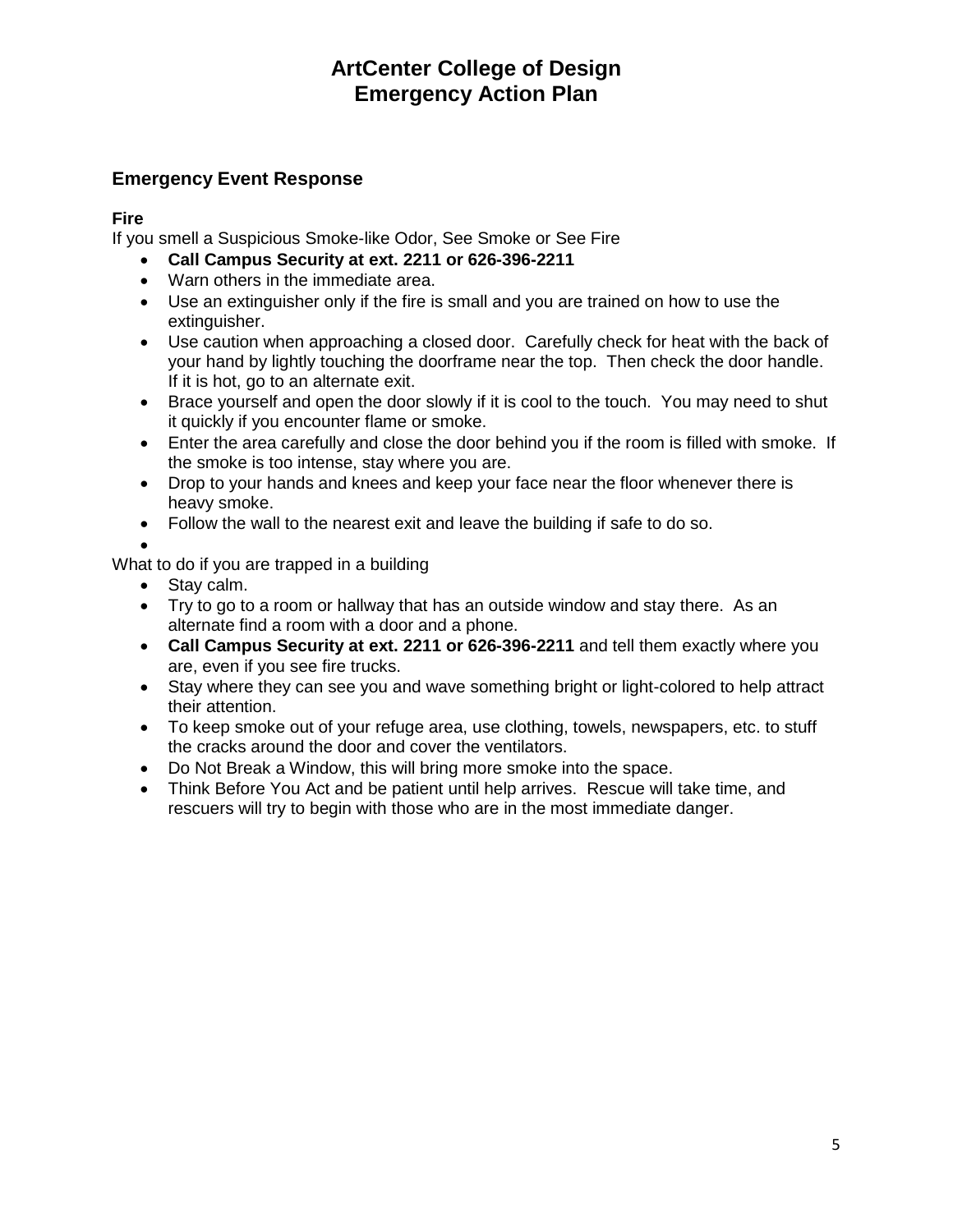# ArtCenter College of Design
# Emergency Action Plan

## Emergency Event Response

### Fire

If you smell a Suspicious Smoke-like Odor, See Smoke or See Fire

- **Call Campus Security at ext. 2211 or 626-396-2211**
- Warn others in the immediate area.
- Use an extinguisher only if the fire is small and you are trained on how to use the extinguisher.
- Use caution when approaching a closed door. Carefully check for heat with the back of your hand by lightly touching the doorframe near the top. Then check the door handle. If it is hot, go to an alternate exit.
- Brace yourself and open the door slowly if it is cool to the touch. You may need to shut it quickly if you encounter flame or smoke.
- Enter the area carefully and close the door behind you if the room is filled with smoke. If the smoke is too intense, stay where you are.
- Drop to your hands and knees and keep your face near the floor whenever there is heavy smoke.
- Follow the wall to the nearest exit and leave the building if safe to do so.

What to do if you are trapped in a building

- Stay calm.
- Try to go to a room or hallway that has an outside window and stay there. As an alternate find a room with a door and a phone.
- **Call Campus Security at ext. 2211 or 626-396-2211** and tell them exactly where you are, even if you see fire trucks.
- Stay where they can see you and wave something bright or light-colored to help attract their attention.
- To keep smoke out of your refuge area, use clothing, towels, newspapers, etc. to stuff the cracks around the door and cover the ventilators.
- Do Not Break a Window, this will bring more smoke into the space.
- Think Before You Act and be patient until help arrives. Rescue will take time, and rescuers will try to begin with those who are in the most immediate danger.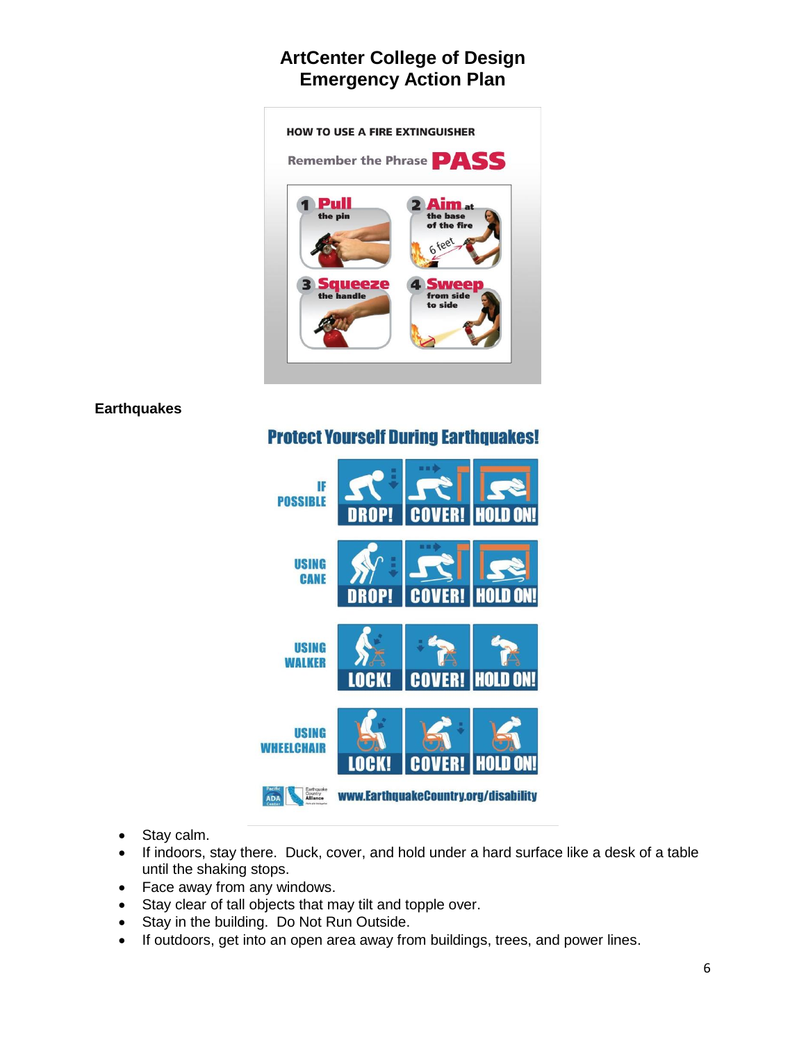# ArtCenter College of Design
# Emergency Action Plan

HOW TO USE A FIRE EXTINGUISHER

Remember the Phrase **PASS**

1. **Pull** the pin
2. **Aim** at the base of the fire (6 feet)
3. **Squeeze** the handle
4. **Sweep** from side to side

**Earthquakes**

**Protect Yourself During Earthquakes!**

| | | | |
|---|---|---|---|
| IF POSSIBLE | DROP! | COVER! | HOLD ON! |
| USING CANE | DROP! | COVER! | HOLD ON! |
| USING WALKER | LOCK! | COVER! | HOLD ON! |
| USING WHEELCHAIR | LOCK! | COVER! | HOLD ON! |

www.EarthquakeCountry.org/disability

- Stay calm.
- If indoors, stay there. Duck, cover, and hold under a hard surface like a desk of a table until the shaking stops.
- Face away from any windows.
- Stay clear of tall objects that may tilt and topple over.
- Stay in the building. Do Not Run Outside.
- If outdoors, get into an open area away from buildings, trees, and power lines.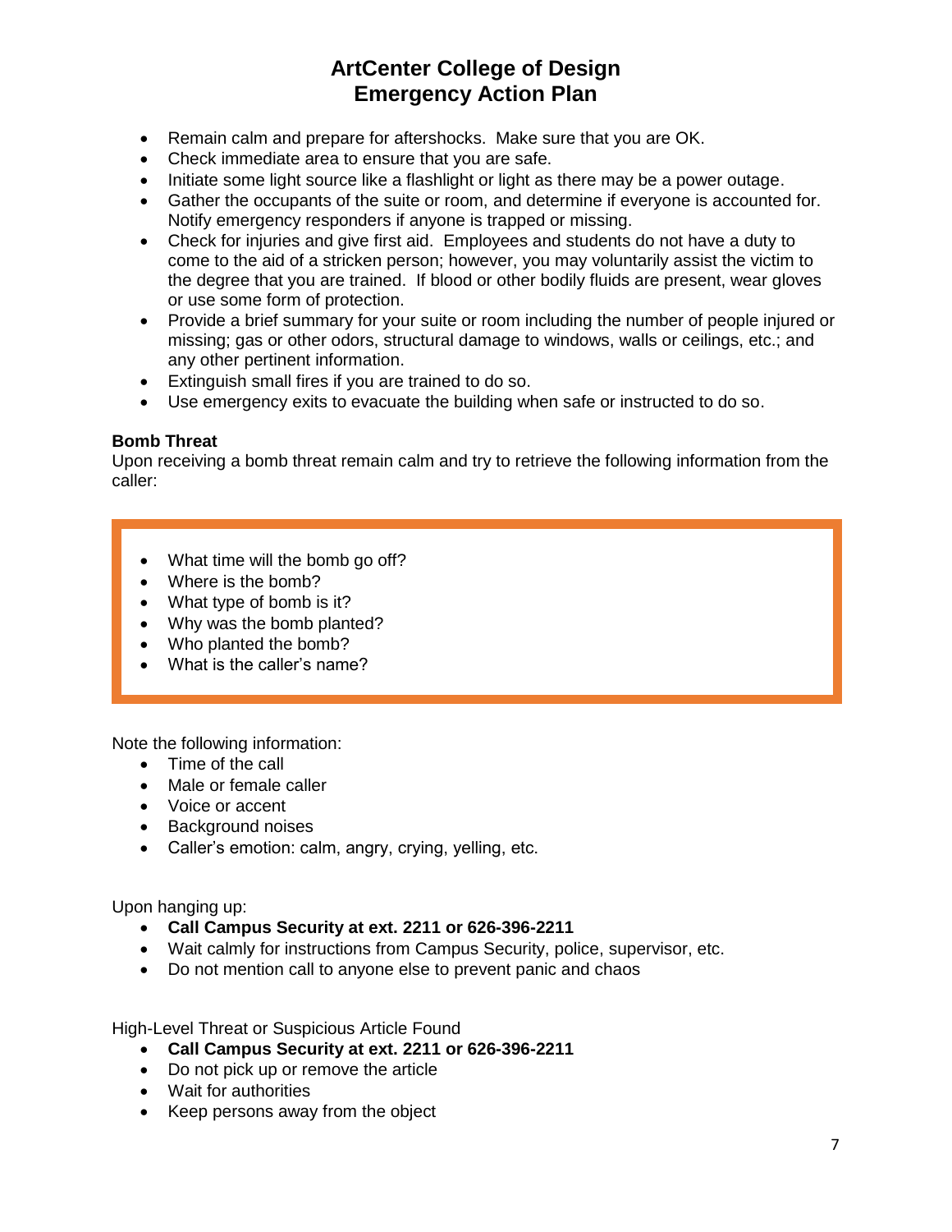- Remain calm and prepare for aftershocks. Make sure that you are OK.
- Check immediate area to ensure that you are safe.
- Initiate some light source like a flashlight or light as there may be a power outage.
- Gather the occupants of the suite or room, and determine if everyone is accounted for. Notify emergency responders if anyone is trapped or missing.
- Check for injuries and give first aid. Employees and students do not have a duty to come to the aid of a stricken person; however, you may voluntarily assist the victim to the degree that you are trained. If blood or other bodily fluids are present, wear gloves or use some form of protection.
- Provide a brief summary for your suite or room including the number of people injured or missing; gas or other odors, structural damage to windows, walls or ceilings, etc.; and any other pertinent information.
- Extinguish small fires if you are trained to do so.
- Use emergency exits to evacuate the building when safe or instructed to do so.

**Bomb Threat**

Upon receiving a bomb threat remain calm and try to retrieve the following information from the caller:

- What time will the bomb go off?
- Where is the bomb?
- What type of bomb is it?
- Why was the bomb planted?
- Who planted the bomb?
- What is the caller's name?

Note the following information:

- Time of the call
- Male or female caller
- Voice or accent
- Background noises
- Caller's emotion: calm, angry, crying, yelling, etc.

Upon hanging up:

- **Call Campus Security at ext. 2211 or 626-396-2211**
- Wait calmly for instructions from Campus Security, police, supervisor, etc.
- Do not mention call to anyone else to prevent panic and chaos

High-Level Threat or Suspicious Article Found

- **Call Campus Security at ext. 2211 or 626-396-2211**
- Do not pick up or remove the article
- Wait for authorities
- Keep persons away from the object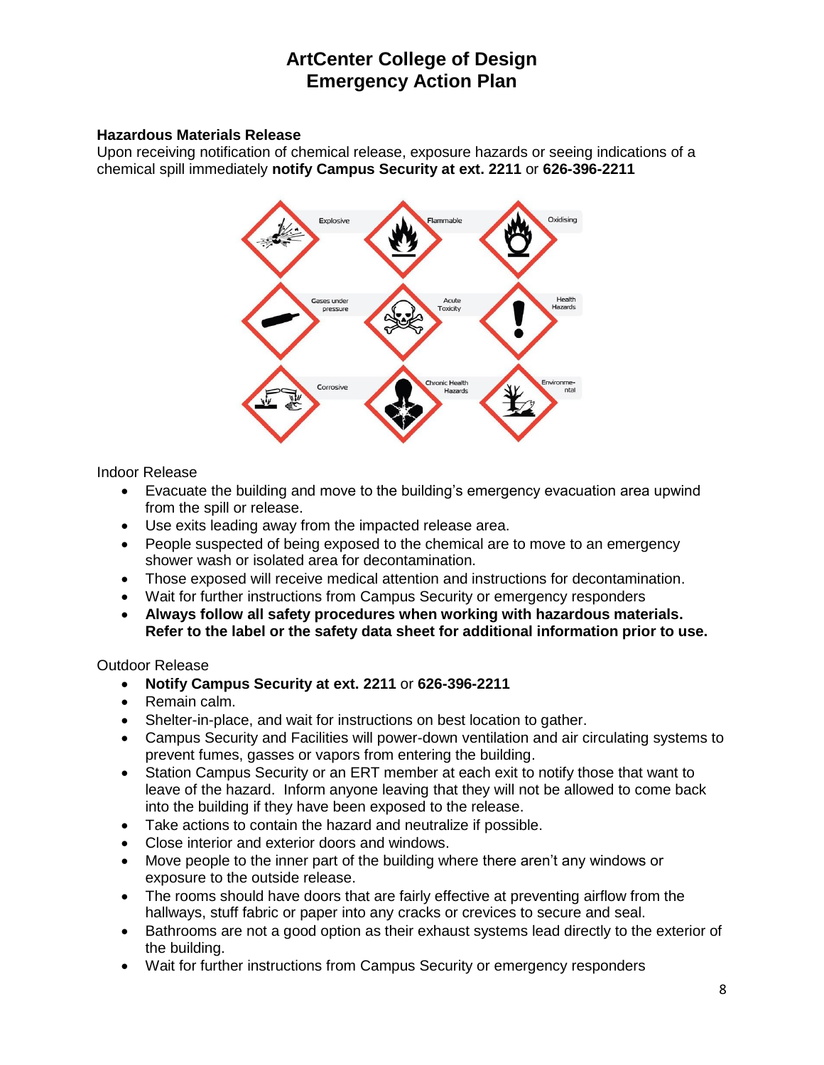# ArtCenter College of Design
# Emergency Action Plan

### Hazardous Materials Release

Upon receiving notification of chemical release, exposure hazards or seeing indications of a chemical spill immediately **notify Campus Security at ext. 2211** or **626-396-2211**

Explosive | Flammable | Oxidising

Gases under pressure | Acute Toxicity | Health Hazards

Corrosive | Chronic Health Hazards | Environmental

Indoor Release

- Evacuate the building and move to the building's emergency evacuation area upwind from the spill or release.
- Use exits leading away from the impacted release area.
- People suspected of being exposed to the chemical are to move to an emergency shower wash or isolated area for decontamination.
- Those exposed will receive medical attention and instructions for decontamination.
- Wait for further instructions from Campus Security or emergency responders
- **Always follow all safety procedures when working with hazardous materials. Refer to the label or the safety data sheet for additional information prior to use.**

Outdoor Release

- **Notify Campus Security at ext. 2211** or **626-396-2211**
- Remain calm.
- Shelter-in-place, and wait for instructions on best location to gather.
- Campus Security and Facilities will power-down ventilation and air circulating systems to prevent fumes, gasses or vapors from entering the building.
- Station Campus Security or an ERT member at each exit to notify those that want to leave of the hazard. Inform anyone leaving that they will not be allowed to come back into the building if they have been exposed to the release.
- Take actions to contain the hazard and neutralize if possible.
- Close interior and exterior doors and windows.
- Move people to the inner part of the building where there aren't any windows or exposure to the outside release.
- The rooms should have doors that are fairly effective at preventing airflow from the hallways, stuff fabric or paper into any cracks or crevices to secure and seal.
- Bathrooms are not a good option as their exhaust systems lead directly to the exterior of the building.
- Wait for further instructions from Campus Security or emergency responders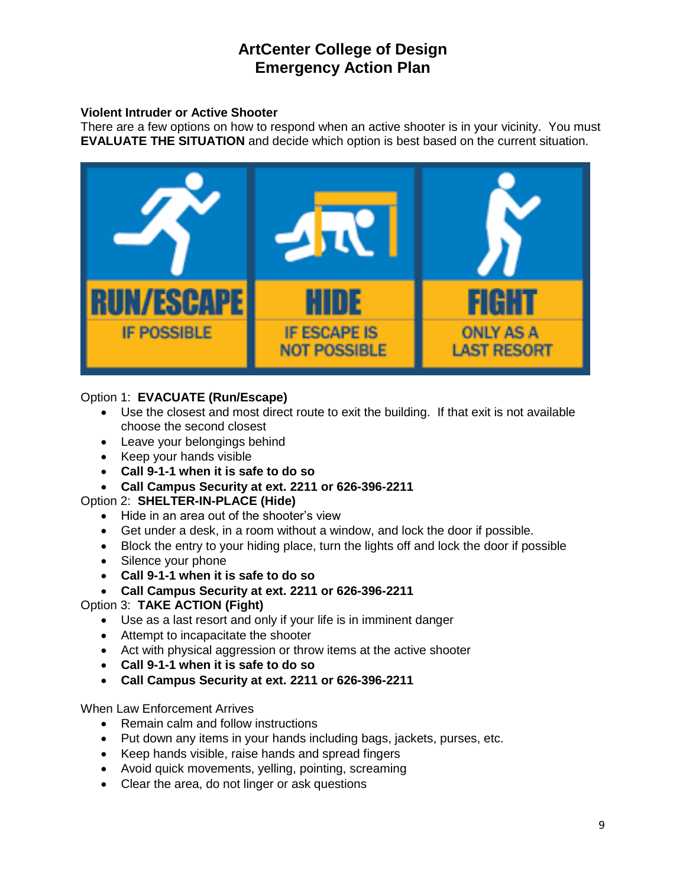# ArtCenter College of Design
# Emergency Action Plan

**Violent Intruder or Active Shooter**
There are a few options on how to respond when an active shooter is in your vicinity. You must **EVALUATE THE SITUATION** and decide which option is best based on the current situation.

RUN/ESCAPE IF POSSIBLE

HIDE IF ESCAPE IS NOT POSSIBLE

FIGHT ONLY AS A LAST RESORT

Option 1: **EVACUATE (Run/Escape)**

- Use the closest and most direct route to exit the building. If that exit is not available choose the second closest
- Leave your belongings behind
- Keep your hands visible
- **Call 9-1-1 when it is safe to do so**
- **Call Campus Security at ext. 2211 or 626-396-2211**

Option 2: **SHELTER-IN-PLACE (Hide)**

- Hide in an area out of the shooter's view
- Get under a desk, in a room without a window, and lock the door if possible.
- Block the entry to your hiding place, turn the lights off and lock the door if possible
- Silence your phone
- **Call 9-1-1 when it is safe to do so**
- **Call Campus Security at ext. 2211 or 626-396-2211**

Option 3: **TAKE ACTION (Fight)**

- Use as a last resort and only if your life is in imminent danger
- Attempt to incapacitate the shooter
- Act with physical aggression or throw items at the active shooter
- **Call 9-1-1 when it is safe to do so**
- **Call Campus Security at ext. 2211 or 626-396-2211**

When Law Enforcement Arrives

- Remain calm and follow instructions
- Put down any items in your hands including bags, jackets, purses, etc.
- Keep hands visible, raise hands and spread fingers
- Avoid quick movements, yelling, pointing, screaming
- Clear the area, do not linger or ask questions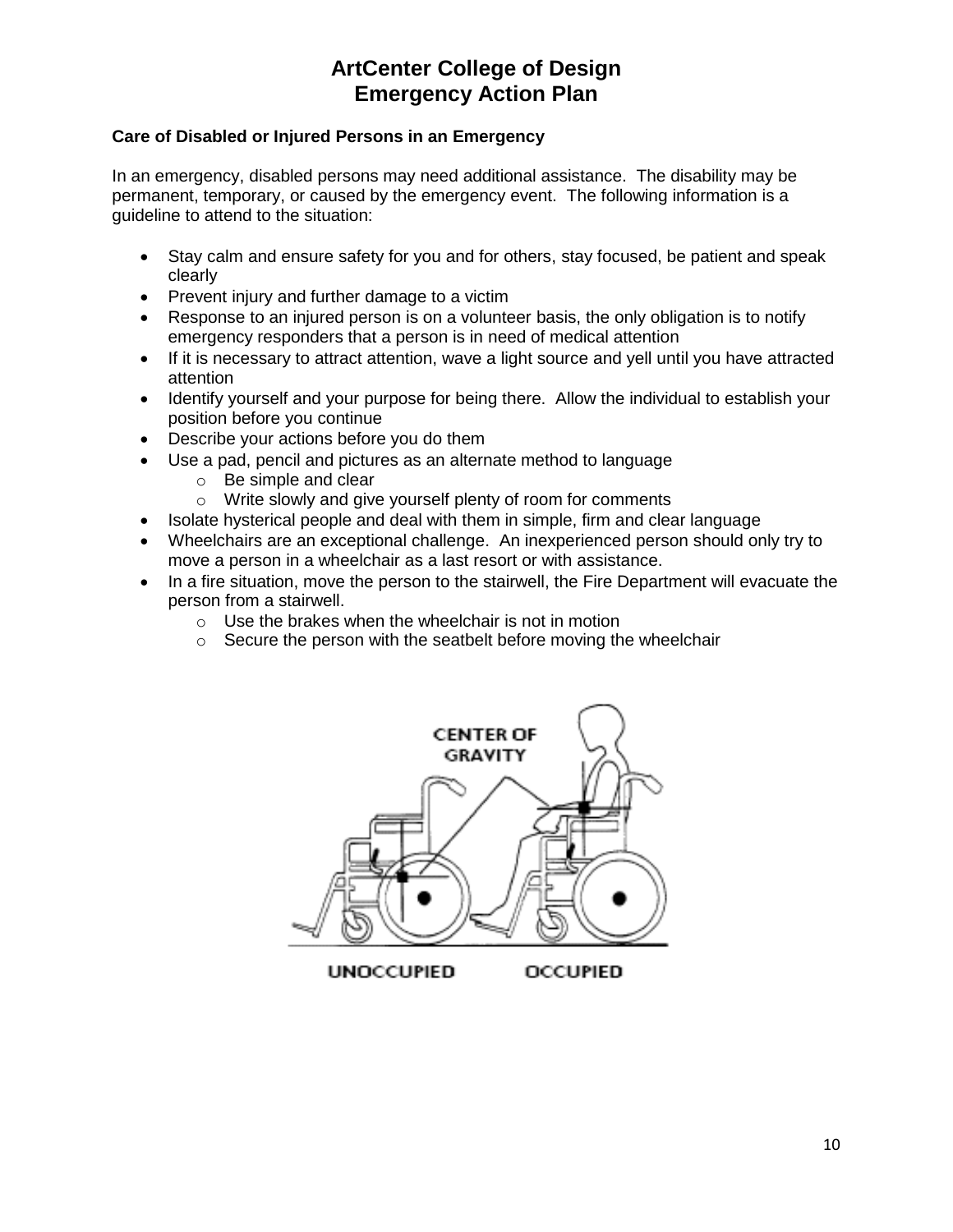# ArtCenter College of Design
# Emergency Action Plan

**Care of Disabled or Injured Persons in an Emergency**

In an emergency, disabled persons may need additional assistance. The disability may be permanent, temporary, or caused by the emergency event. The following information is a guideline to attend to the situation:

- Stay calm and ensure safety for you and for others, stay focused, be patient and speak clearly
- Prevent injury and further damage to a victim
- Response to an injured person is on a volunteer basis, the only obligation is to notify emergency responders that a person is in need of medical attention
- If it is necessary to attract attention, wave a light source and yell until you have attracted attention
- Identify yourself and your purpose for being there. Allow the individual to establish your position before you continue
- Describe your actions before you do them
- Use a pad, pencil and pictures as an alternate method to language
  - Be simple and clear
  - Write slowly and give yourself plenty of room for comments
- Isolate hysterical people and deal with them in simple, firm and clear language
- Wheelchairs are an exceptional challenge. An inexperienced person should only try to move a person in a wheelchair as a last resort or with assistance.
- In a fire situation, move the person to the stairwell, the Fire Department will evacuate the person from a stairwell.
  - Use the brakes when the wheelchair is not in motion
  - Secure the person with the seatbelt before moving the wheelchair

CENTER OF GRAVITY

UNOCCUPIED

OCCUPIED